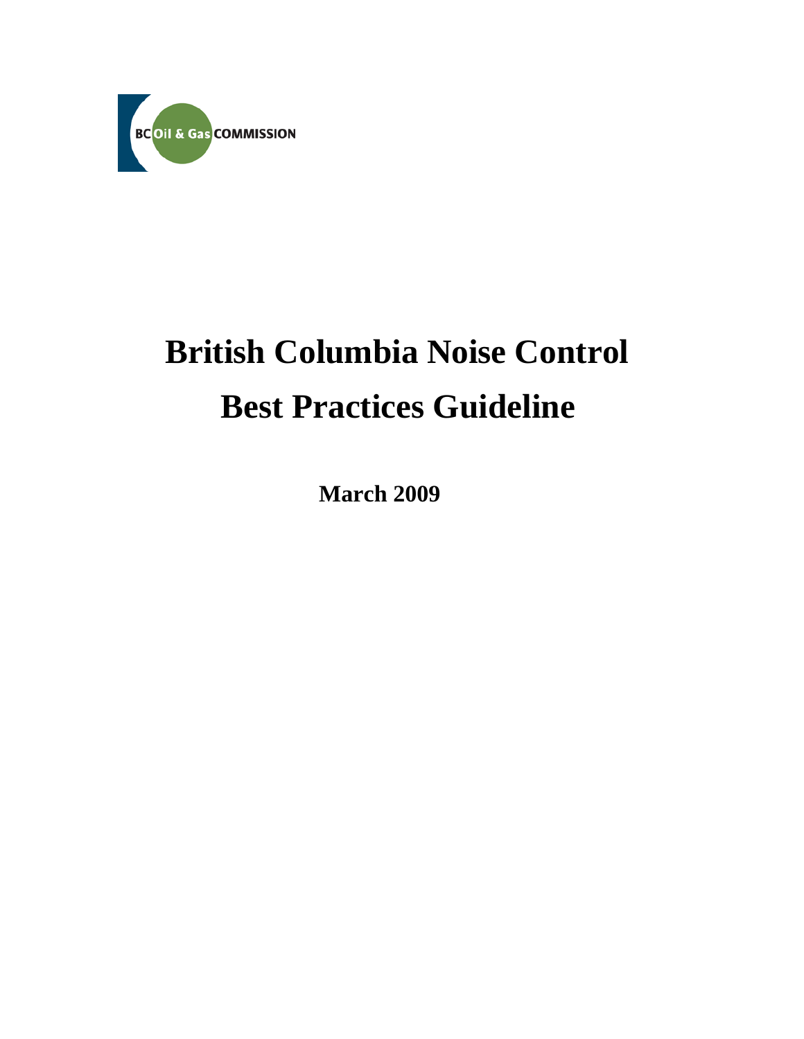BC Oil & Gas COMMISSION

# British Columbia Noise Control Best Practices Guideline

**March 2009**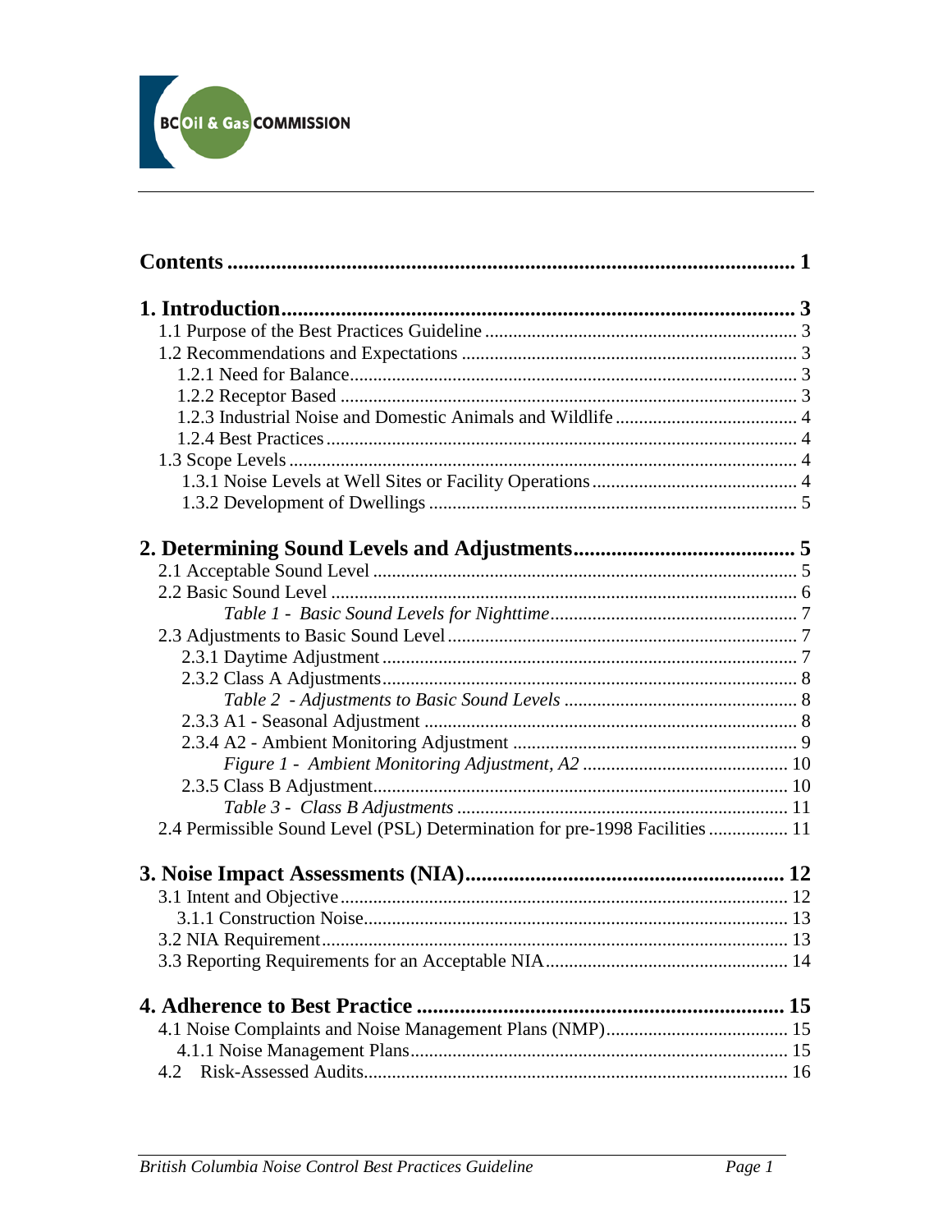# Contents ........................................................................................................ 1

**1. Introduction............................................................................................ 3**

1.1 Purpose of the Best Practices Guideline ................................................................ 3

1.2 Recommendations and Expectations ...................................................................... 3

1.2.1 Need for Balance.............................................................................................. 3

1.2.2 Receptor Based ................................................................................................ 3

1.2.3 Industrial Noise and Domestic Animals and Wildlife ...................................... 4

1.2.4 Best Practices................................................................................................... 4

1.3 Scope Levels ........................................................................................................... 4

1.3.1 Noise Levels at Well Sites or Facility Operations ........................................... 4

1.3.2 Development of Dwellings ............................................................................. 5

**2. Determining Sound Levels and Adjustments......................................... 5**

2.1 Acceptable Sound Level .......................................................................................... 5

2.2 Basic Sound Level .................................................................................................. 6

*Table 1 - Basic Sound Levels for Nighttime*.................................................... 7

2.3 Adjustments to Basic Sound Level .......................................................................... 7

2.3.1 Daytime Adjustment ....................................................................................... 7

2.3.2 Class A Adjustments....................................................................................... 8

*Table 2 - Adjustments to Basic Sound Levels* ................................................ 8

2.3.3 A1 - Seasonal Adjustment ............................................................................... 8

2.3.4 A2 - Ambient Monitoring Adjustment ............................................................ 9

*Figure 1 - Ambient Monitoring Adjustment, A2* ........................................... 10

2.3.5 Class B Adjustment........................................................................................ 10

*Table 3 - Class B Adjustments* ...................................................................... 11

2.4 Permissible Sound Level (PSL) Determination for pre-1998 Facilities ................. 11

**3. Noise Impact Assessments (NIA).......................................................... 12**

3.1 Intent and Objective.............................................................................................. 12

3.1.1 Construction Noise......................................................................................... 13

3.2 NIA Requirement................................................................................................... 13

3.3 Reporting Requirements for an Acceptable NIA.................................................... 14

**4. Adherence to Best Practice .................................................................. 15**

4.1 Noise Complaints and Noise Management Plans (NMP)...................................... 15

4.1.1 Noise Management Plans............................................................................... 15

4.2 Risk-Assessed Audits............................................................................................. 16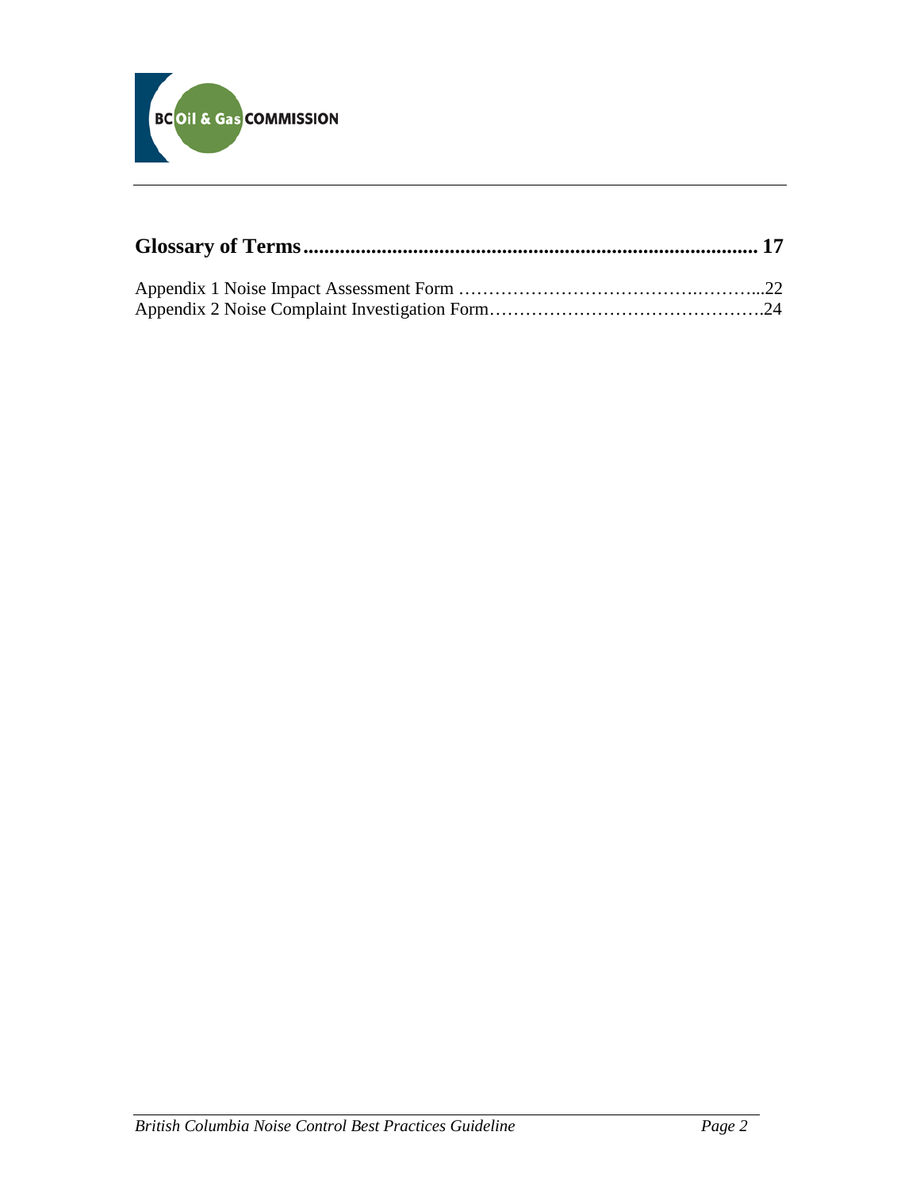**Glossary of Terms ........................................................................................ 17**

Appendix 1 Noise Impact Assessment Form ……………………………….………...22
Appendix 2 Noise Complaint Investigation Form……………………………………….24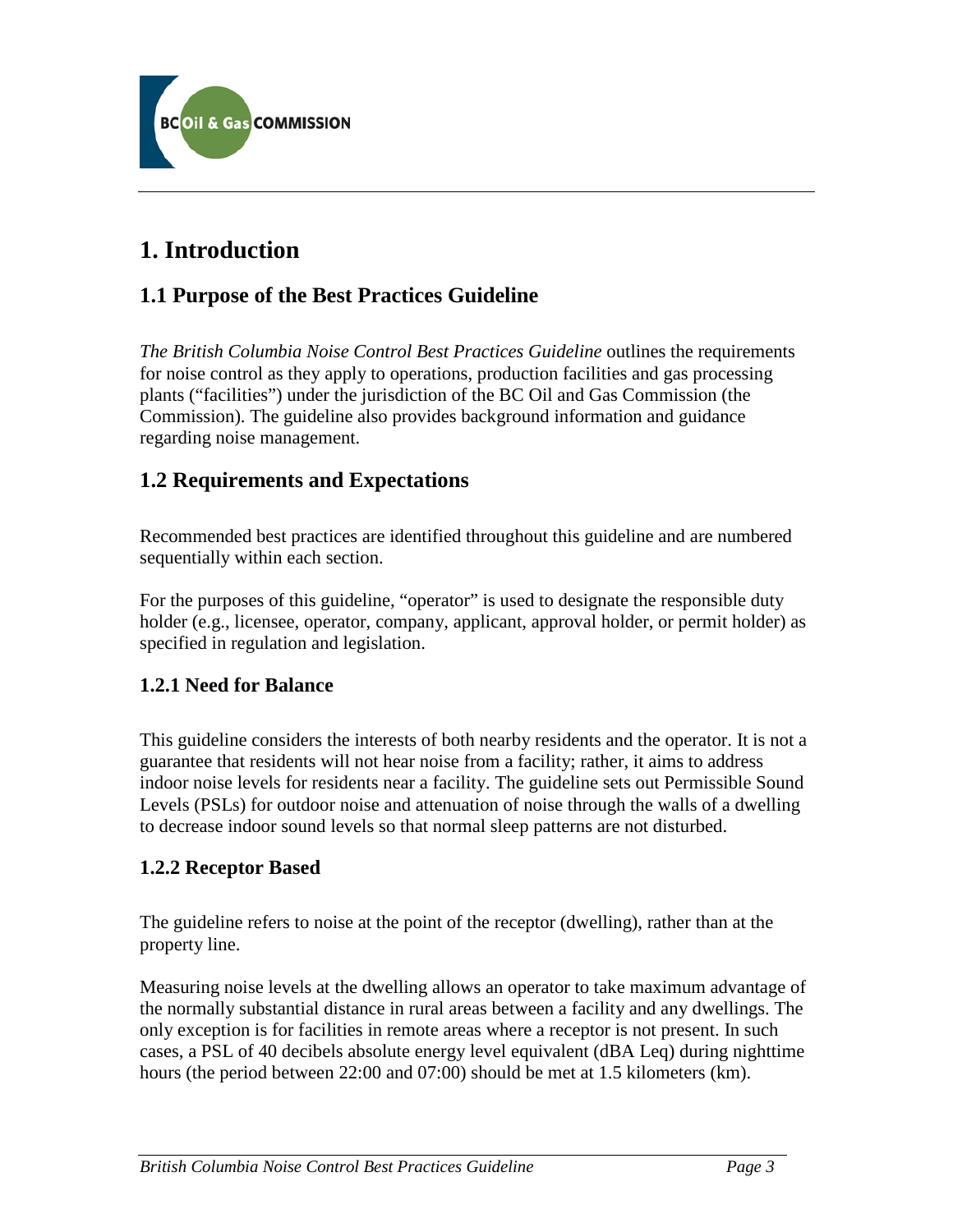# 1. Introduction

## 1.1 Purpose of the Best Practices Guideline

*The British Columbia Noise Control Best Practices Guideline* outlines the requirements for noise control as they apply to operations, production facilities and gas processing plants ("facilities") under the jurisdiction of the BC Oil and Gas Commission (the Commission). The guideline also provides background information and guidance regarding noise management.

## 1.2 Requirements and Expectations

Recommended best practices are identified throughout this guideline and are numbered sequentially within each section.

For the purposes of this guideline, "operator" is used to designate the responsible duty holder (e.g., licensee, operator, company, applicant, approval holder, or permit holder) as specified in regulation and legislation.

### 1.2.1 Need for Balance

This guideline considers the interests of both nearby residents and the operator. It is not a guarantee that residents will not hear noise from a facility; rather, it aims to address indoor noise levels for residents near a facility. The guideline sets out Permissible Sound Levels (PSLs) for outdoor noise and attenuation of noise through the walls of a dwelling to decrease indoor sound levels so that normal sleep patterns are not disturbed.

### 1.2.2 Receptor Based

The guideline refers to noise at the point of the receptor (dwelling), rather than at the property line.

Measuring noise levels at the dwelling allows an operator to take maximum advantage of the normally substantial distance in rural areas between a facility and any dwellings. The only exception is for facilities in remote areas where a receptor is not present. In such cases, a PSL of 40 decibels absolute energy level equivalent (dBA Leq) during nighttime hours (the period between 22:00 and 07:00) should be met at 1.5 kilometers (km).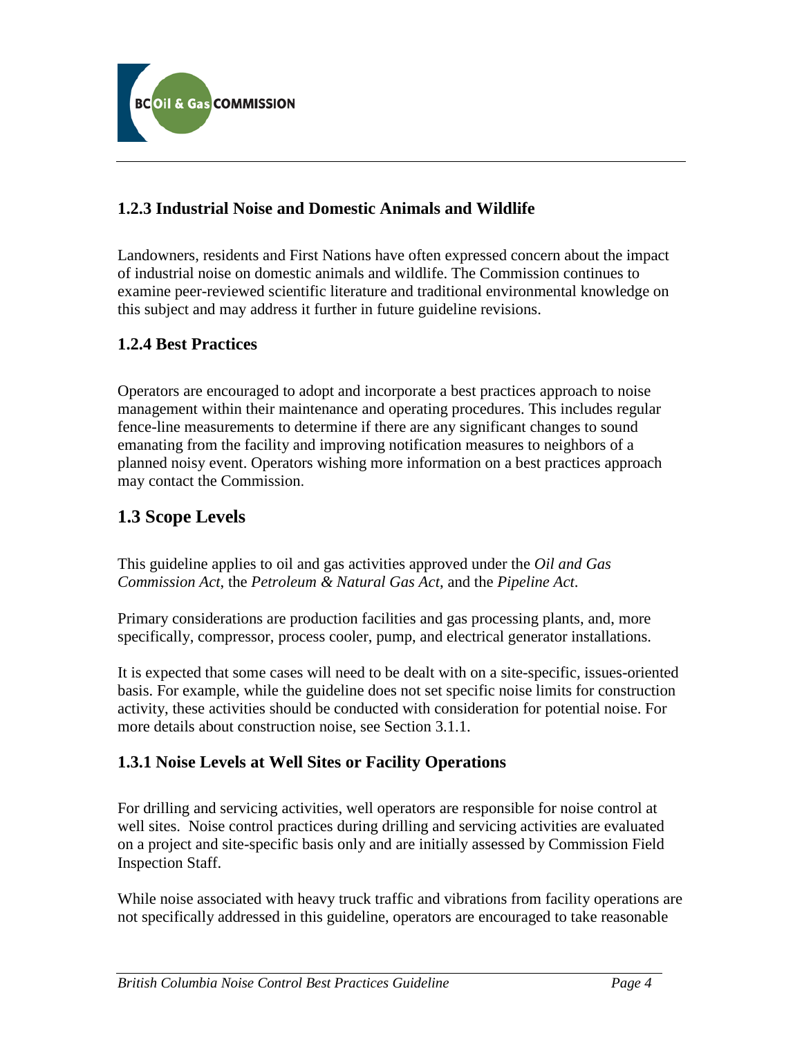### 1.2.3 Industrial Noise and Domestic Animals and Wildlife

Landowners, residents and First Nations have often expressed concern about the impact of industrial noise on domestic animals and wildlife. The Commission continues to examine peer-reviewed scientific literature and traditional environmental knowledge on this subject and may address it further in future guideline revisions.

### 1.2.4 Best Practices

Operators are encouraged to adopt and incorporate a best practices approach to noise management within their maintenance and operating procedures. This includes regular fence-line measurements to determine if there are any significant changes to sound emanating from the facility and improving notification measures to neighbors of a planned noisy event. Operators wishing more information on a best practices approach may contact the Commission.

## 1.3 Scope Levels

This guideline applies to oil and gas activities approved under the *Oil and Gas Commission Act*, the *Petroleum & Natural Gas Act*, and the *Pipeline Act*.

Primary considerations are production facilities and gas processing plants, and, more specifically, compressor, process cooler, pump, and electrical generator installations.

It is expected that some cases will need to be dealt with on a site-specific, issues-oriented basis. For example, while the guideline does not set specific noise limits for construction activity, these activities should be conducted with consideration for potential noise. For more details about construction noise, see Section 3.1.1.

### 1.3.1 Noise Levels at Well Sites or Facility Operations

For drilling and servicing activities, well operators are responsible for noise control at well sites. Noise control practices during drilling and servicing activities are evaluated on a project and site-specific basis only and are initially assessed by Commission Field Inspection Staff.

While noise associated with heavy truck traffic and vibrations from facility operations are not specifically addressed in this guideline, operators are encouraged to take reasonable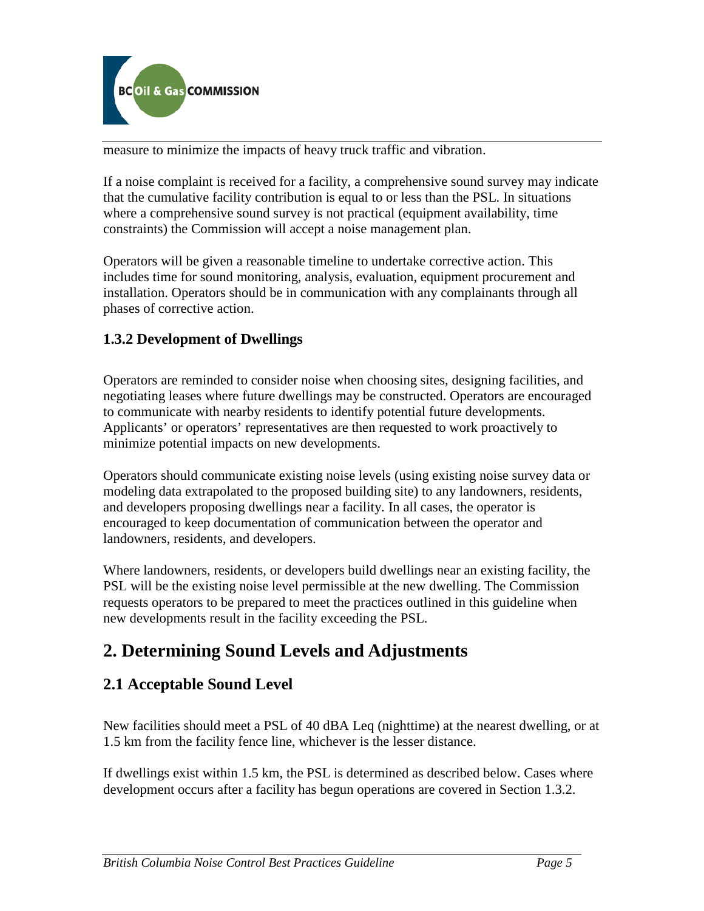measure to minimize the impacts of heavy truck traffic and vibration.

If a noise complaint is received for a facility, a comprehensive sound survey may indicate that the cumulative facility contribution is equal to or less than the PSL. In situations where a comprehensive sound survey is not practical (equipment availability, time constraints) the Commission will accept a noise management plan.

Operators will be given a reasonable timeline to undertake corrective action. This includes time for sound monitoring, analysis, evaluation, equipment procurement and installation. Operators should be in communication with any complainants through all phases of corrective action.

### 1.3.2 Development of Dwellings

Operators are reminded to consider noise when choosing sites, designing facilities, and negotiating leases where future dwellings may be constructed. Operators are encouraged to communicate with nearby residents to identify potential future developments. Applicants' or operators' representatives are then requested to work proactively to minimize potential impacts on new developments.

Operators should communicate existing noise levels (using existing noise survey data or modeling data extrapolated to the proposed building site) to any landowners, residents, and developers proposing dwellings near a facility. In all cases, the operator is encouraged to keep documentation of communication between the operator and landowners, residents, and developers.

Where landowners, residents, or developers build dwellings near an existing facility, the PSL will be the existing noise level permissible at the new dwelling. The Commission requests operators to be prepared to meet the practices outlined in this guideline when new developments result in the facility exceeding the PSL.

# 2. Determining Sound Levels and Adjustments

## 2.1 Acceptable Sound Level

New facilities should meet a PSL of 40 dBA Leq (nighttime) at the nearest dwelling, or at 1.5 km from the facility fence line, whichever is the lesser distance.

If dwellings exist within 1.5 km, the PSL is determined as described below. Cases where development occurs after a facility has begun operations are covered in Section 1.3.2.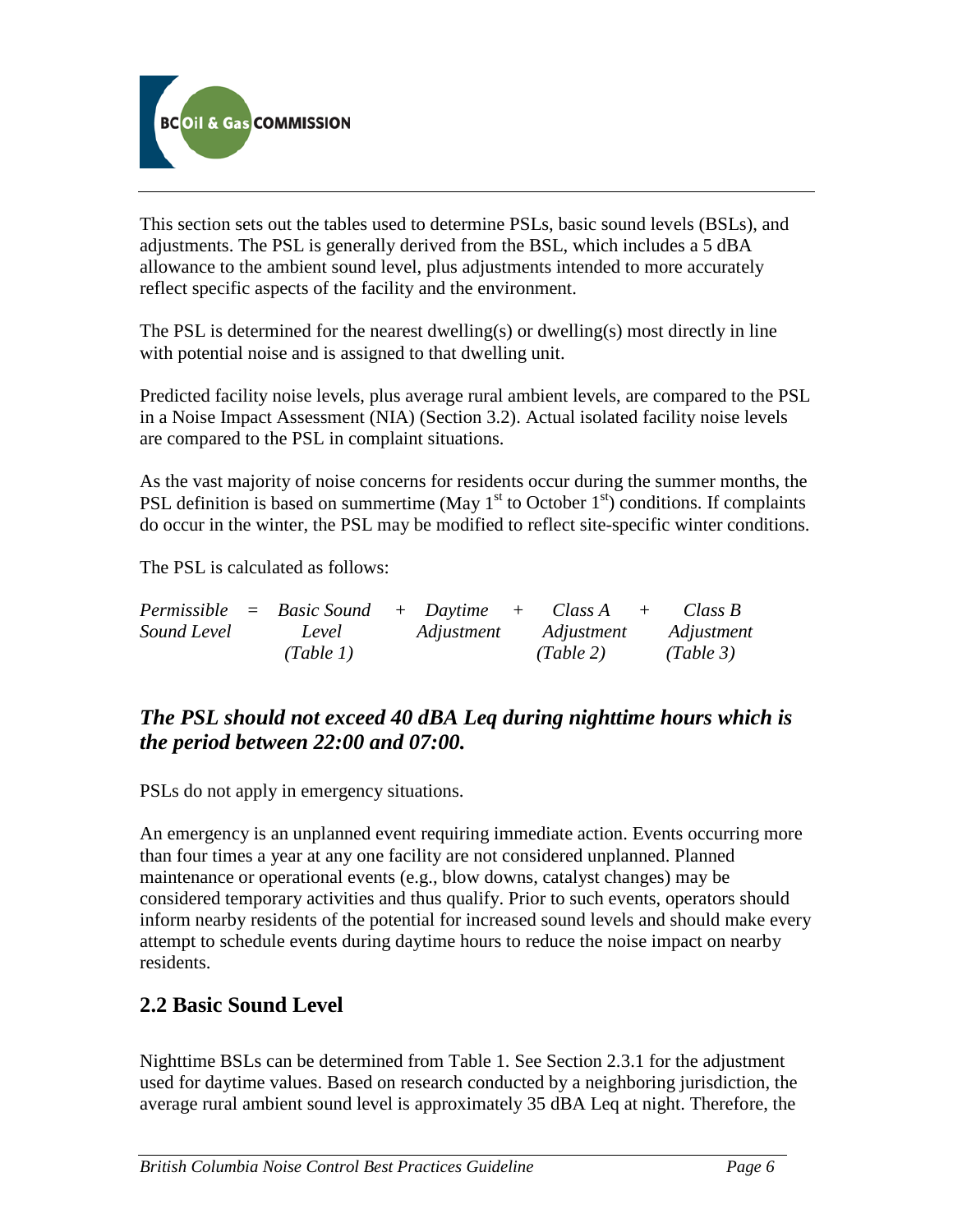This section sets out the tables used to determine PSLs, basic sound levels (BSLs), and adjustments. The PSL is generally derived from the BSL, which includes a 5 dBA allowance to the ambient sound level, plus adjustments intended to more accurately reflect specific aspects of the facility and the environment.

The PSL is determined for the nearest dwelling(s) or dwelling(s) most directly in line with potential noise and is assigned to that dwelling unit.

Predicted facility noise levels, plus average rural ambient levels, are compared to the PSL in a Noise Impact Assessment (NIA) (Section 3.2). Actual isolated facility noise levels are compared to the PSL in complaint situations.

As the vast majority of noise concerns for residents occur during the summer months, the PSL definition is based on summertime (May 1st to October 1st) conditions. If complaints do occur in the winter, the PSL may be modified to reflect site-specific winter conditions.

The PSL is calculated as follows:

*Permissible Sound Level* = *Basic Sound Level (Table 1)* + *Daytime Adjustment* + *Class A Adjustment (Table 2)* + *Class B Adjustment (Table 3)*

### ***The PSL should not exceed 40 dBA Leq during nighttime hours which is the period between 22:00 and 07:00.***

PSLs do not apply in emergency situations.

An emergency is an unplanned event requiring immediate action. Events occurring more than four times a year at any one facility are not considered unplanned. Planned maintenance or operational events (e.g., blow downs, catalyst changes) may be considered temporary activities and thus qualify. Prior to such events, operators should inform nearby residents of the potential for increased sound levels and should make every attempt to schedule events during daytime hours to reduce the noise impact on nearby residents.

## 2.2 Basic Sound Level

Nighttime BSLs can be determined from Table 1. See Section 2.3.1 for the adjustment used for daytime values. Based on research conducted by a neighboring jurisdiction, the average rural ambient sound level is approximately 35 dBA Leq at night. Therefore, the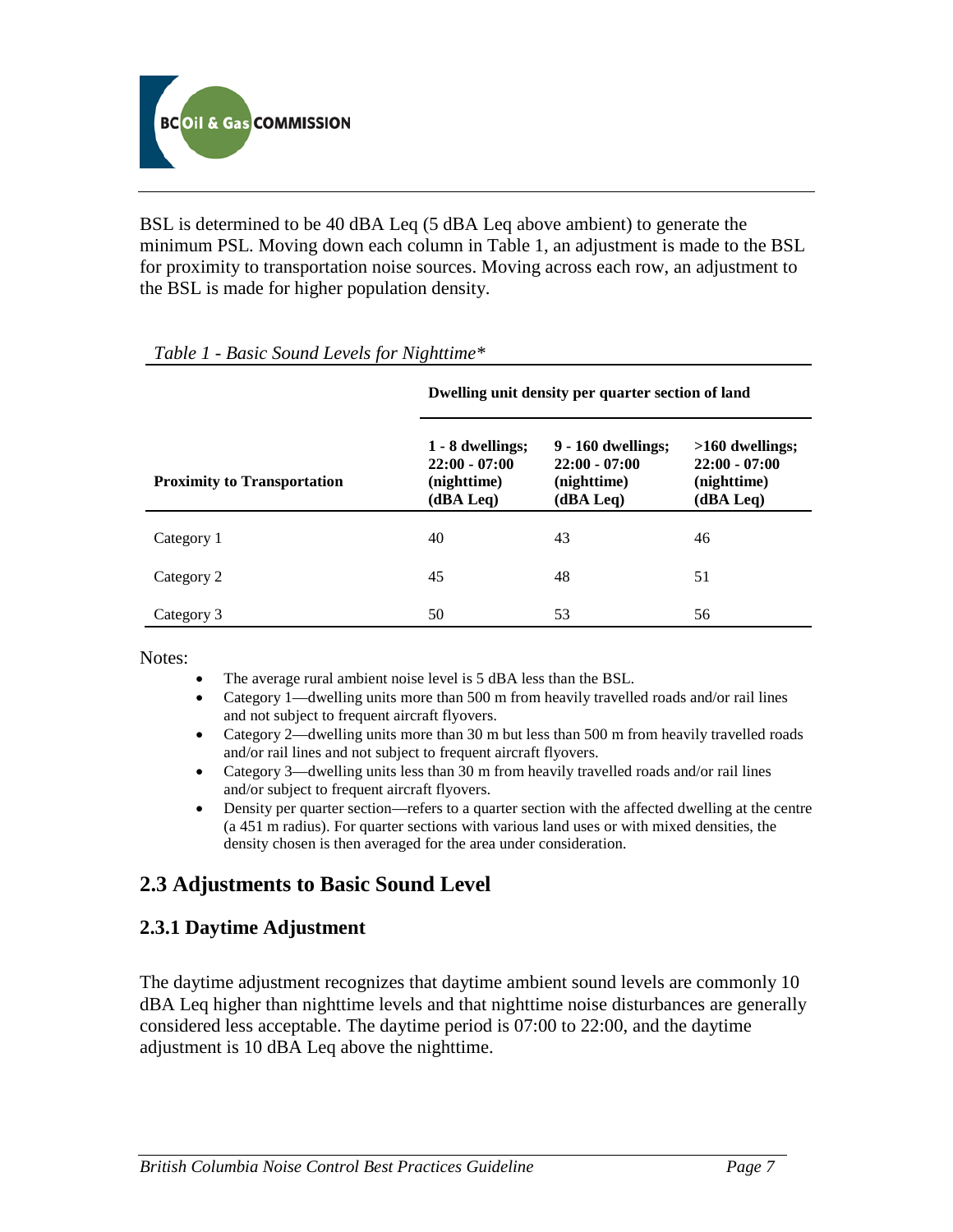BSL is determined to be 40 dBA Leq (5 dBA Leq above ambient) to generate the minimum PSL. Moving down each column in Table 1, an adjustment is made to the BSL for proximity to transportation noise sources. Moving across each row, an adjustment to the BSL is made for higher population density.

*Table 1 - Basic Sound Levels for Nighttime**

| | **Dwelling unit density per quarter section of land** | | |
|---|---|---|---|
| **Proximity to Transportation** | **1 - 8 dwellings; 22:00 - 07:00 (nighttime) (dBA Leq)** | **9 - 160 dwellings; 22:00 - 07:00 (nighttime) (dBA Leq)** | **>160 dwellings; 22:00 - 07:00 (nighttime) (dBA Leq)** |
| Category 1 | 40 | 43 | 46 |
| Category 2 | 45 | 48 | 51 |
| Category 3 | 50 | 53 | 56 |

Notes:

- The average rural ambient noise level is 5 dBA less than the BSL.
- Category 1—dwelling units more than 500 m from heavily travelled roads and/or rail lines and not subject to frequent aircraft flyovers.
- Category 2—dwelling units more than 30 m but less than 500 m from heavily travelled roads and/or rail lines and not subject to frequent aircraft flyovers.
- Category 3—dwelling units less than 30 m from heavily travelled roads and/or rail lines and/or subject to frequent aircraft flyovers.
- Density per quarter section—refers to a quarter section with the affected dwelling at the centre (a 451 m radius). For quarter sections with various land uses or with mixed densities, the density chosen is then averaged for the area under consideration.

## 2.3 Adjustments to Basic Sound Level

### 2.3.1 Daytime Adjustment

The daytime adjustment recognizes that daytime ambient sound levels are commonly 10 dBA Leq higher than nighttime levels and that nighttime noise disturbances are generally considered less acceptable. The daytime period is 07:00 to 22:00, and the daytime adjustment is 10 dBA Leq above the nighttime.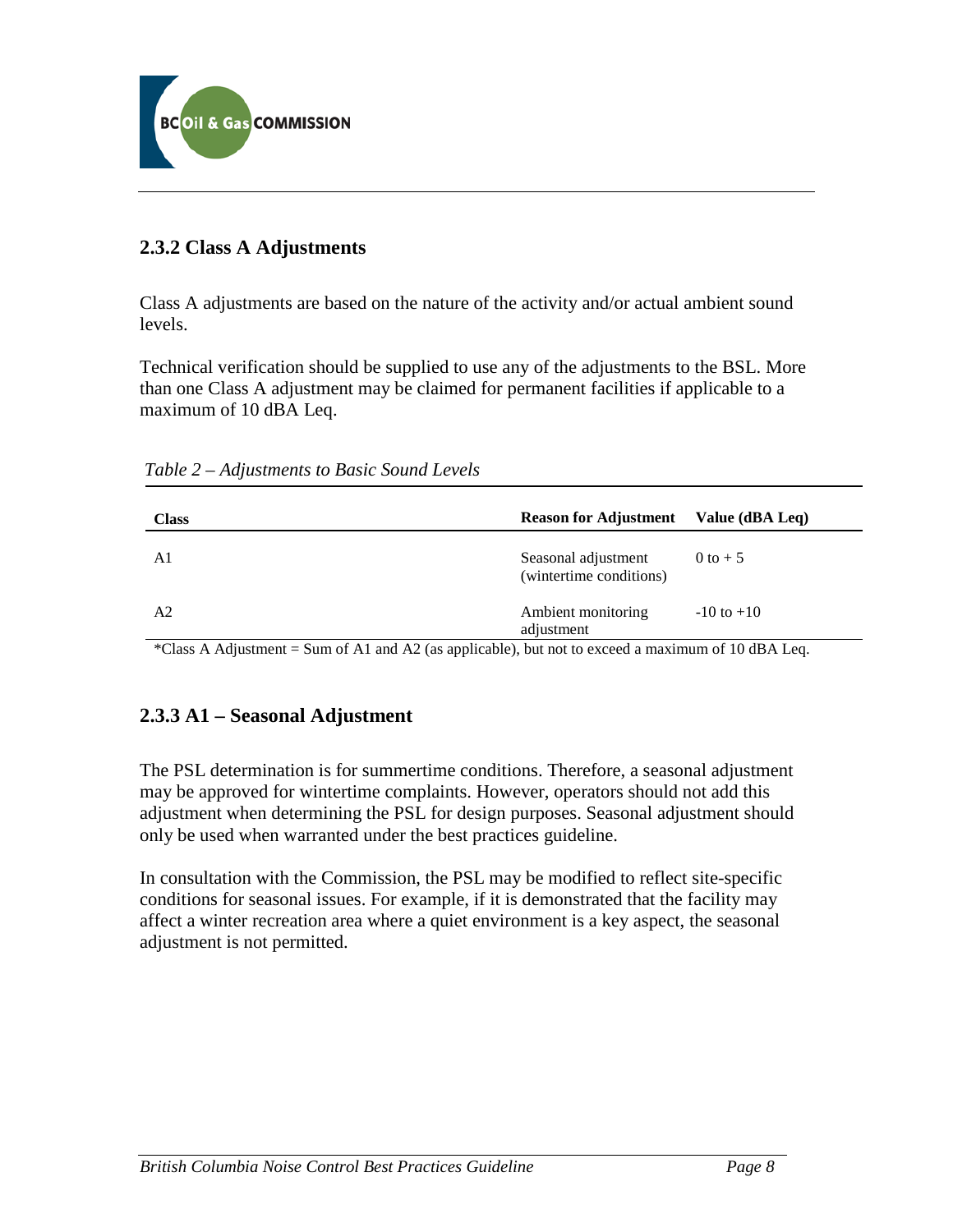### 2.3.2 Class A Adjustments

Class A adjustments are based on the nature of the activity and/or actual ambient sound levels.

Technical verification should be supplied to use any of the adjustments to the BSL. More than one Class A adjustment may be claimed for permanent facilities if applicable to a maximum of 10 dBA Leq.

*Table 2 – Adjustments to Basic Sound Levels*

| Class | Reason for Adjustment | Value (dBA Leq) |
|---|---|---|
| A1 | Seasonal adjustment (wintertime conditions) | 0 to + 5 |
| A2 | Ambient monitoring adjustment | -10 to +10 |

*Class A Adjustment = Sum of A1 and A2 (as applicable), but not to exceed a maximum of 10 dBA Leq.

### 2.3.3 A1 – Seasonal Adjustment

The PSL determination is for summertime conditions. Therefore, a seasonal adjustment may be approved for wintertime complaints. However, operators should not add this adjustment when determining the PSL for design purposes. Seasonal adjustment should only be used when warranted under the best practices guideline.

In consultation with the Commission, the PSL may be modified to reflect site-specific conditions for seasonal issues. For example, if it is demonstrated that the facility may affect a winter recreation area where a quiet environment is a key aspect, the seasonal adjustment is not permitted.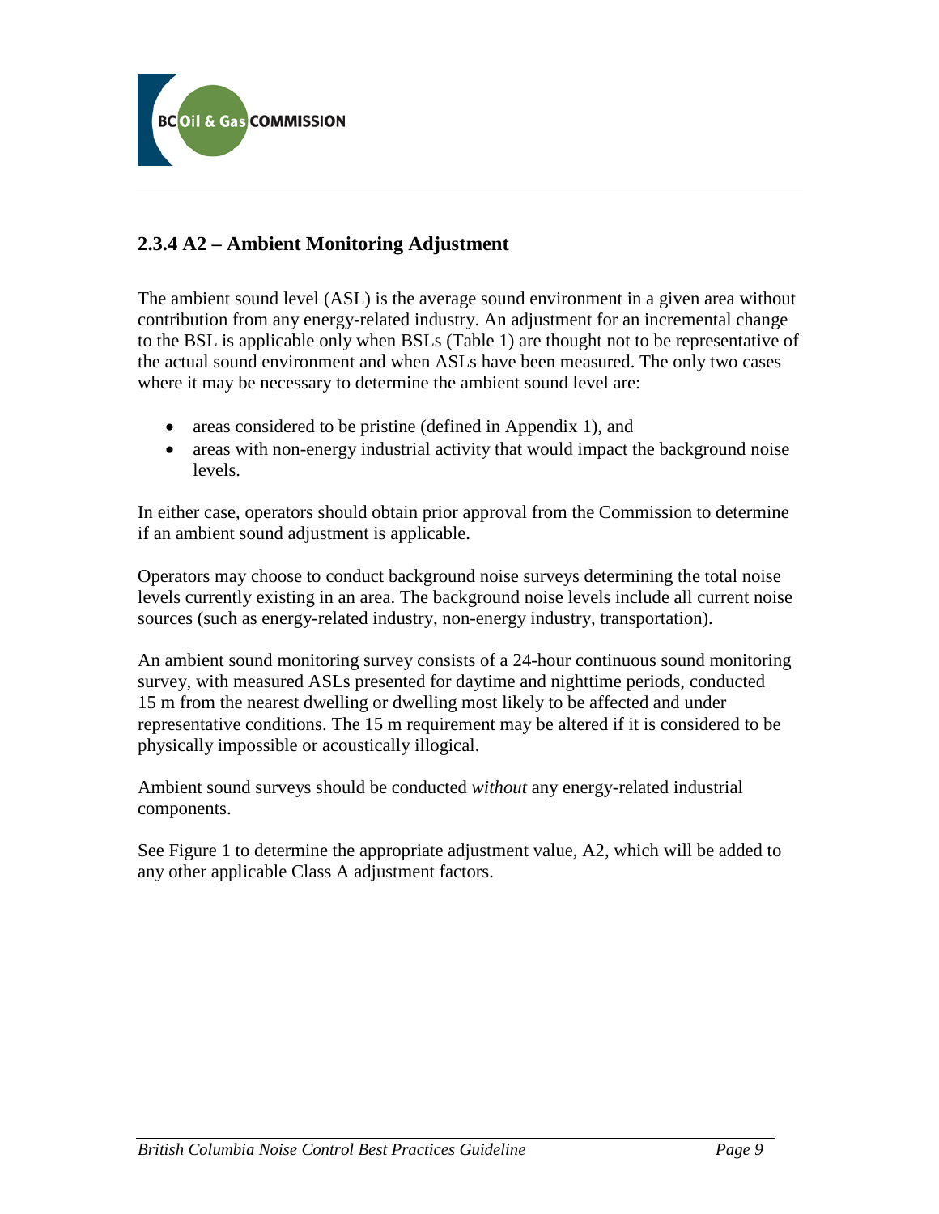### 2.3.4 A2 – Ambient Monitoring Adjustment

The ambient sound level (ASL) is the average sound environment in a given area without contribution from any energy-related industry. An adjustment for an incremental change to the BSL is applicable only when BSLs (Table 1) are thought not to be representative of the actual sound environment and when ASLs have been measured. The only two cases where it may be necessary to determine the ambient sound level are:

- areas considered to be pristine (defined in Appendix 1), and
- areas with non-energy industrial activity that would impact the background noise levels.

In either case, operators should obtain prior approval from the Commission to determine if an ambient sound adjustment is applicable.

Operators may choose to conduct background noise surveys determining the total noise levels currently existing in an area. The background noise levels include all current noise sources (such as energy-related industry, non-energy industry, transportation).

An ambient sound monitoring survey consists of a 24-hour continuous sound monitoring survey, with measured ASLs presented for daytime and nighttime periods, conducted 15 m from the nearest dwelling or dwelling most likely to be affected and under representative conditions. The 15 m requirement may be altered if it is considered to be physically impossible or acoustically illogical.

Ambient sound surveys should be conducted *without* any energy-related industrial components.

See Figure 1 to determine the appropriate adjustment value, A2, which will be added to any other applicable Class A adjustment factors.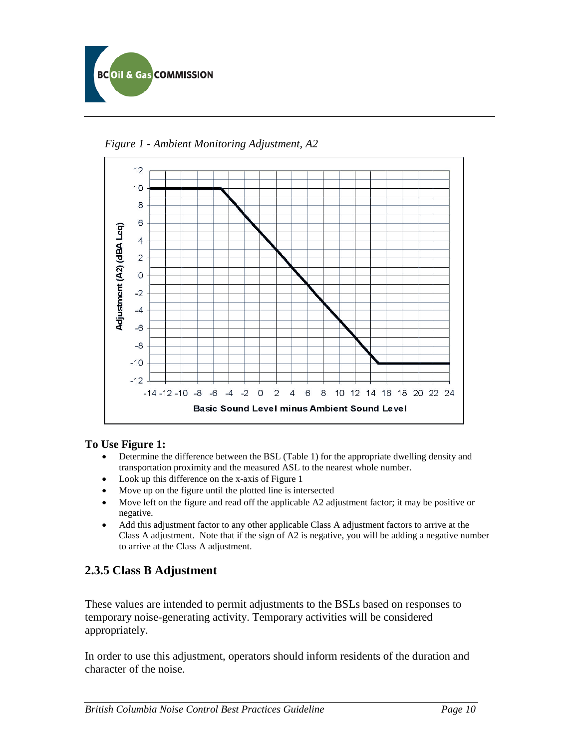*Figure 1 - Ambient Monitoring Adjustment, A2*

**To Use Figure 1:**

- Determine the difference between the BSL (Table 1) for the appropriate dwelling density and transportation proximity and the measured ASL to the nearest whole number.
- Look up this difference on the x-axis of Figure 1
- Move up on the figure until the plotted line is intersected
- Move left on the figure and read off the applicable A2 adjustment factor; it may be positive or negative.
- Add this adjustment factor to any other applicable Class A adjustment factors to arrive at the Class A adjustment. Note that if the sign of A2 is negative, you will be adding a negative number to arrive at the Class A adjustment.

### 2.3.5 Class B Adjustment

These values are intended to permit adjustments to the BSLs based on responses to temporary noise-generating activity. Temporary activities will be considered appropriately.

In order to use this adjustment, operators should inform residents of the duration and character of the noise.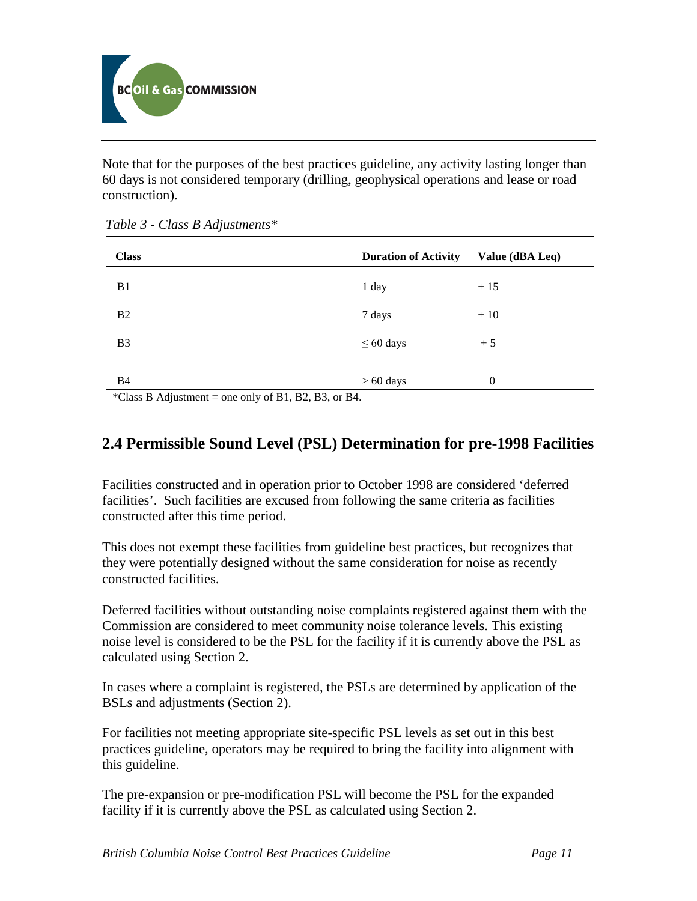Note that for the purposes of the best practices guideline, any activity lasting longer than 60 days is not considered temporary (drilling, geophysical operations and lease or road construction).

*Table 3 - Class B Adjustments**

| Class | Duration of Activity | Value (dBA Leq) |
|---|---|---|
| B1 | 1 day | + 15 |
| B2 | 7 days | + 10 |
| B3 | ≤ 60 days | + 5 |
| B4 | > 60 days | 0 |

*Class B Adjustment = one only of B1, B2, B3, or B4.

## 2.4 Permissible Sound Level (PSL) Determination for pre-1998 Facilities

Facilities constructed and in operation prior to October 1998 are considered 'deferred facilities'. Such facilities are excused from following the same criteria as facilities constructed after this time period.

This does not exempt these facilities from guideline best practices, but recognizes that they were potentially designed without the same consideration for noise as recently constructed facilities.

Deferred facilities without outstanding noise complaints registered against them with the Commission are considered to meet community noise tolerance levels. This existing noise level is considered to be the PSL for the facility if it is currently above the PSL as calculated using Section 2.

In cases where a complaint is registered, the PSLs are determined by application of the BSLs and adjustments (Section 2).

For facilities not meeting appropriate site-specific PSL levels as set out in this best practices guideline, operators may be required to bring the facility into alignment with this guideline.

The pre-expansion or pre-modification PSL will become the PSL for the expanded facility if it is currently above the PSL as calculated using Section 2.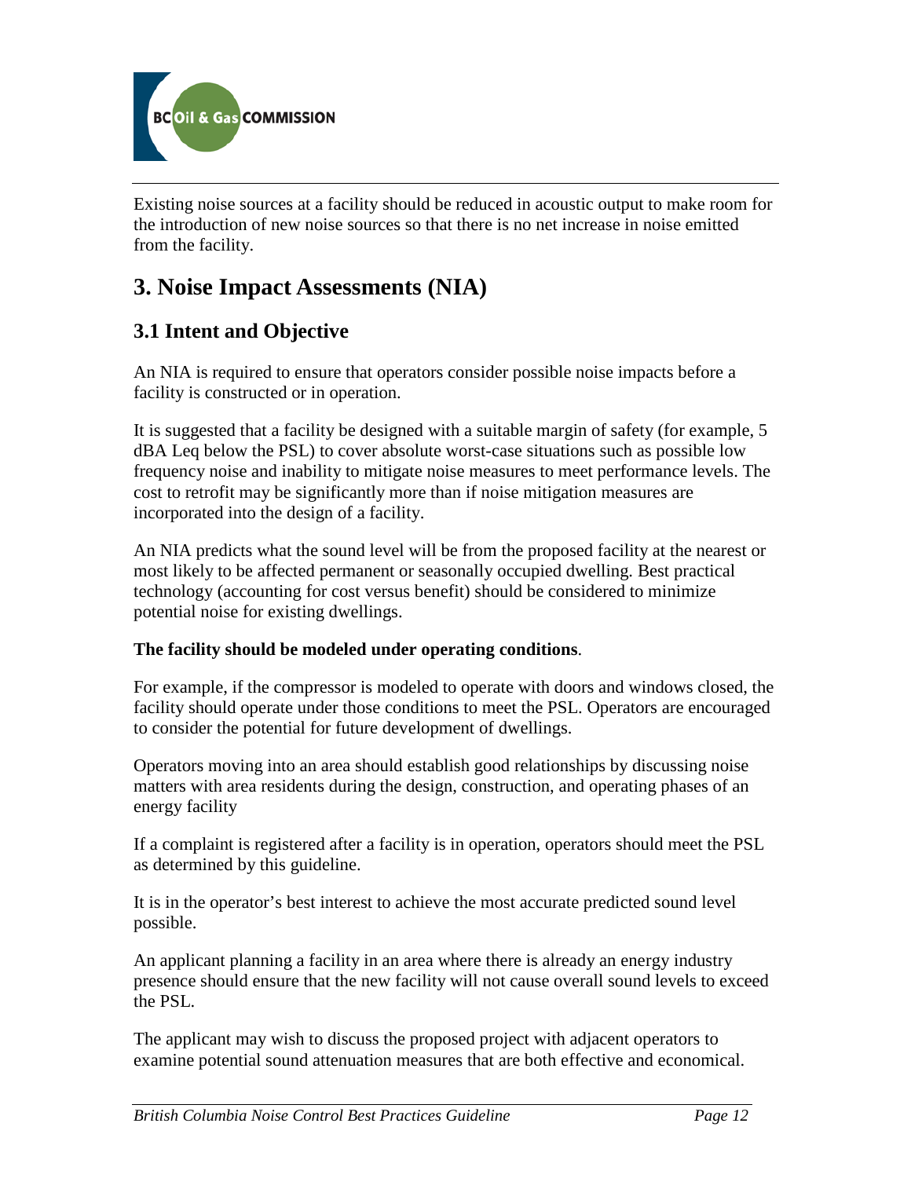Existing noise sources at a facility should be reduced in acoustic output to make room for the introduction of new noise sources so that there is no net increase in noise emitted from the facility.

# 3. Noise Impact Assessments (NIA)

## 3.1 Intent and Objective

An NIA is required to ensure that operators consider possible noise impacts before a facility is constructed or in operation.

It is suggested that a facility be designed with a suitable margin of safety (for example, 5 dBA Leq below the PSL) to cover absolute worst-case situations such as possible low frequency noise and inability to mitigate noise measures to meet performance levels. The cost to retrofit may be significantly more than if noise mitigation measures are incorporated into the design of a facility.

An NIA predicts what the sound level will be from the proposed facility at the nearest or most likely to be affected permanent or seasonally occupied dwelling. Best practical technology (accounting for cost versus benefit) should be considered to minimize potential noise for existing dwellings.

**The facility should be modeled under operating conditions**.

For example, if the compressor is modeled to operate with doors and windows closed, the facility should operate under those conditions to meet the PSL. Operators are encouraged to consider the potential for future development of dwellings.

Operators moving into an area should establish good relationships by discussing noise matters with area residents during the design, construction, and operating phases of an energy facility

If a complaint is registered after a facility is in operation, operators should meet the PSL as determined by this guideline.

It is in the operator's best interest to achieve the most accurate predicted sound level possible.

An applicant planning a facility in an area where there is already an energy industry presence should ensure that the new facility will not cause overall sound levels to exceed the PSL.

The applicant may wish to discuss the proposed project with adjacent operators to examine potential sound attenuation measures that are both effective and economical.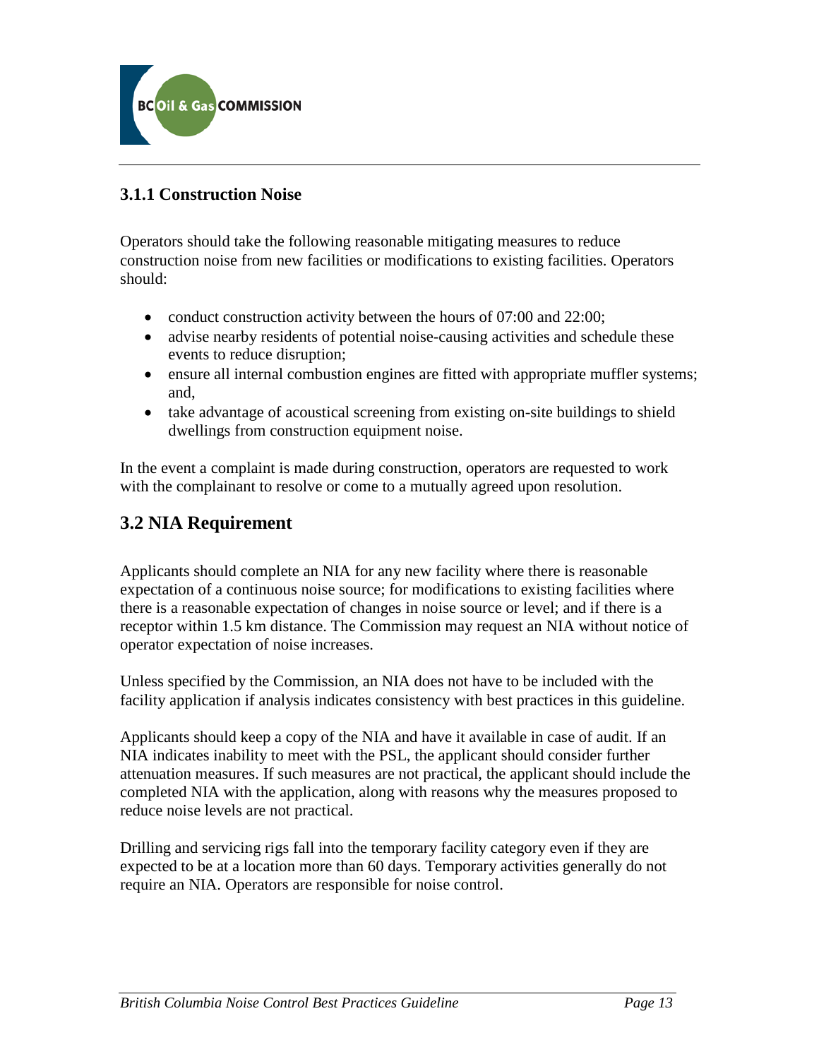### 3.1.1 Construction Noise

Operators should take the following reasonable mitigating measures to reduce construction noise from new facilities or modifications to existing facilities. Operators should:

- conduct construction activity between the hours of 07:00 and 22:00;
- advise nearby residents of potential noise-causing activities and schedule these events to reduce disruption;
- ensure all internal combustion engines are fitted with appropriate muffler systems; and,
- take advantage of acoustical screening from existing on-site buildings to shield dwellings from construction equipment noise.

In the event a complaint is made during construction, operators are requested to work with the complainant to resolve or come to a mutually agreed upon resolution.

## 3.2 NIA Requirement

Applicants should complete an NIA for any new facility where there is reasonable expectation of a continuous noise source; for modifications to existing facilities where there is a reasonable expectation of changes in noise source or level; and if there is a receptor within 1.5 km distance. The Commission may request an NIA without notice of operator expectation of noise increases.

Unless specified by the Commission, an NIA does not have to be included with the facility application if analysis indicates consistency with best practices in this guideline.

Applicants should keep a copy of the NIA and have it available in case of audit. If an NIA indicates inability to meet with the PSL, the applicant should consider further attenuation measures. If such measures are not practical, the applicant should include the completed NIA with the application, along with reasons why the measures proposed to reduce noise levels are not practical.

Drilling and servicing rigs fall into the temporary facility category even if they are expected to be at a location more than 60 days. Temporary activities generally do not require an NIA. Operators are responsible for noise control.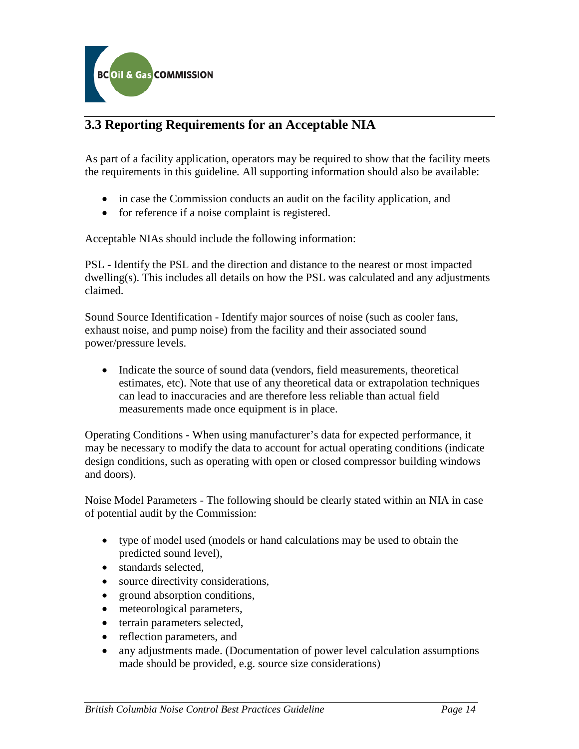## 3.3 Reporting Requirements for an Acceptable NIA

As part of a facility application, operators may be required to show that the facility meets the requirements in this guideline. All supporting information should also be available:

- in case the Commission conducts an audit on the facility application, and
- for reference if a noise complaint is registered.

Acceptable NIAs should include the following information:

PSL - Identify the PSL and the direction and distance to the nearest or most impacted dwelling(s). This includes all details on how the PSL was calculated and any adjustments claimed.

Sound Source Identification - Identify major sources of noise (such as cooler fans, exhaust noise, and pump noise) from the facility and their associated sound power/pressure levels.

- Indicate the source of sound data (vendors, field measurements, theoretical estimates, etc). Note that use of any theoretical data or extrapolation techniques can lead to inaccuracies and are therefore less reliable than actual field measurements made once equipment is in place.

Operating Conditions - When using manufacturer's data for expected performance, it may be necessary to modify the data to account for actual operating conditions (indicate design conditions, such as operating with open or closed compressor building windows and doors).

Noise Model Parameters - The following should be clearly stated within an NIA in case of potential audit by the Commission:

- type of model used (models or hand calculations may be used to obtain the predicted sound level),
- standards selected,
- source directivity considerations,
- ground absorption conditions,
- meteorological parameters,
- terrain parameters selected,
- reflection parameters, and
- any adjustments made. (Documentation of power level calculation assumptions made should be provided, e.g. source size considerations)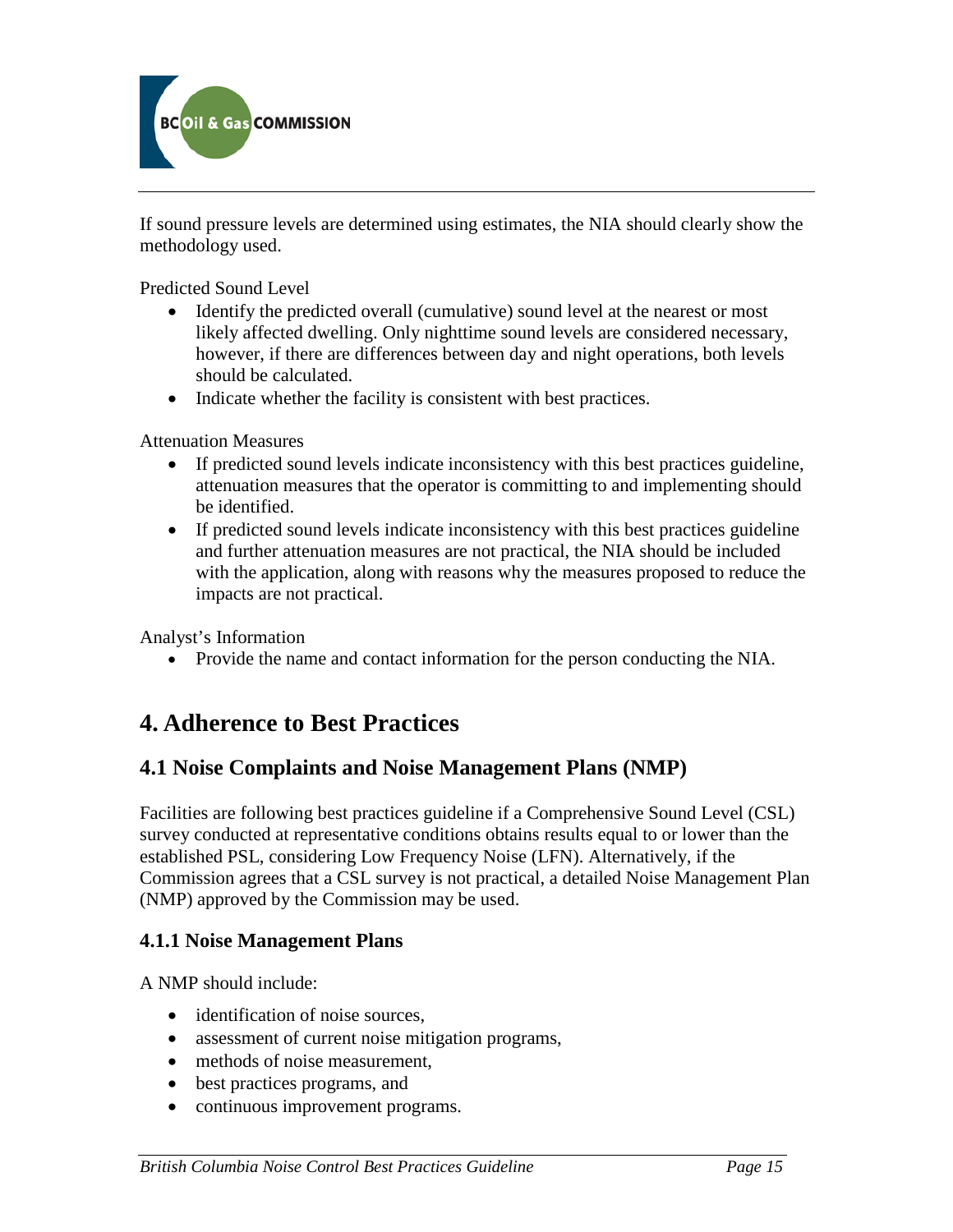If sound pressure levels are determined using estimates, the NIA should clearly show the methodology used.

Predicted Sound Level

- Identify the predicted overall (cumulative) sound level at the nearest or most likely affected dwelling. Only nighttime sound levels are considered necessary, however, if there are differences between day and night operations, both levels should be calculated.
- Indicate whether the facility is consistent with best practices.

Attenuation Measures

- If predicted sound levels indicate inconsistency with this best practices guideline, attenuation measures that the operator is committing to and implementing should be identified.
- If predicted sound levels indicate inconsistency with this best practices guideline and further attenuation measures are not practical, the NIA should be included with the application, along with reasons why the measures proposed to reduce the impacts are not practical.

Analyst's Information

- Provide the name and contact information for the person conducting the NIA.

# 4. Adherence to Best Practices

## 4.1 Noise Complaints and Noise Management Plans (NMP)

Facilities are following best practices guideline if a Comprehensive Sound Level (CSL) survey conducted at representative conditions obtains results equal to or lower than the established PSL, considering Low Frequency Noise (LFN). Alternatively, if the Commission agrees that a CSL survey is not practical, a detailed Noise Management Plan (NMP) approved by the Commission may be used.

### 4.1.1 Noise Management Plans

A NMP should include:

- identification of noise sources,
- assessment of current noise mitigation programs,
- methods of noise measurement,
- best practices programs, and
- continuous improvement programs.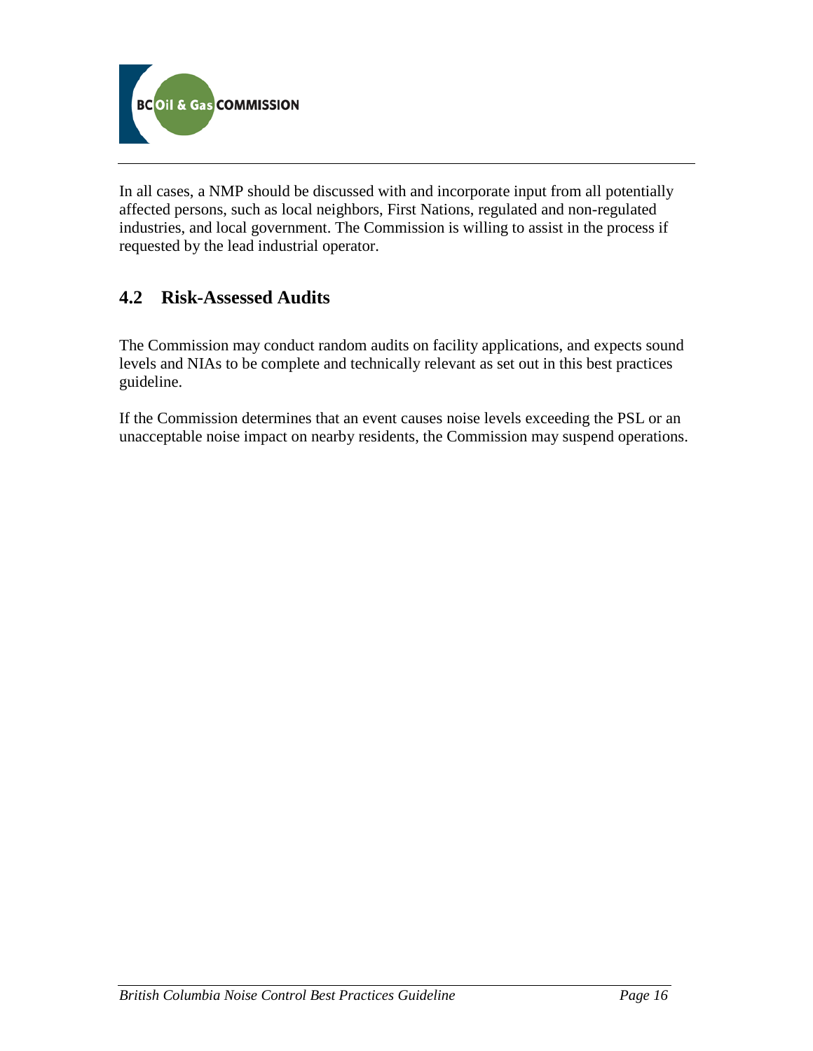In all cases, a NMP should be discussed with and incorporate input from all potentially affected persons, such as local neighbors, First Nations, regulated and non-regulated industries, and local government. The Commission is willing to assist in the process if requested by the lead industrial operator.

## 4.2 Risk-Assessed Audits

The Commission may conduct random audits on facility applications, and expects sound levels and NIAs to be complete and technically relevant as set out in this best practices guideline.

If the Commission determines that an event causes noise levels exceeding the PSL or an unacceptable noise impact on nearby residents, the Commission may suspend operations.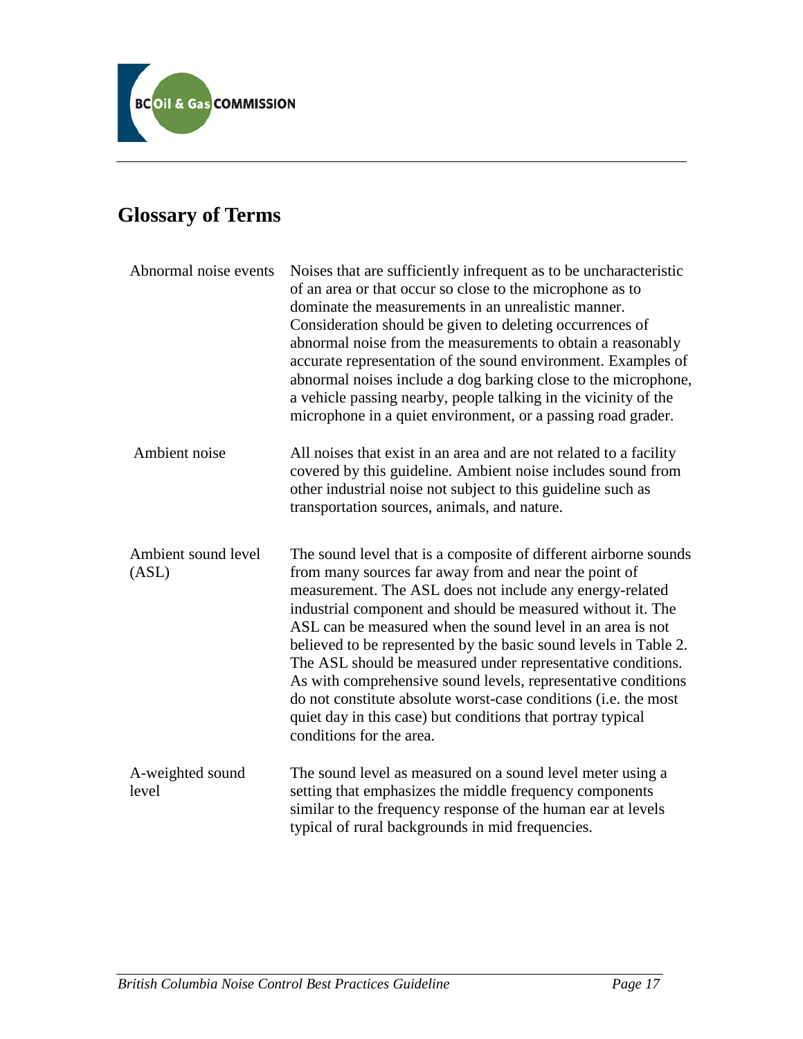## Glossary of Terms

| | |
|---|---|
| Abnormal noise events | Noises that are sufficiently infrequent as to be uncharacteristic of an area or that occur so close to the microphone as to dominate the measurements in an unrealistic manner. Consideration should be given to deleting occurrences of abnormal noise from the measurements to obtain a reasonably accurate representation of the sound environment. Examples of abnormal noises include a dog barking close to the microphone, a vehicle passing nearby, people talking in the vicinity of the microphone in a quiet environment, or a passing road grader. |
| Ambient noise | All noises that exist in an area and are not related to a facility covered by this guideline. Ambient noise includes sound from other industrial noise not subject to this guideline such as transportation sources, animals, and nature. |
| Ambient sound level (ASL) | The sound level that is a composite of different airborne sounds from many sources far away from and near the point of measurement. The ASL does not include any energy-related industrial component and should be measured without it. The ASL can be measured when the sound level in an area is not believed to be represented by the basic sound levels in Table 2. The ASL should be measured under representative conditions. As with comprehensive sound levels, representative conditions do not constitute absolute worst-case conditions (i.e. the most quiet day in this case) but conditions that portray typical conditions for the area. |
| A-weighted sound level | The sound level as measured on a sound level meter using a setting that emphasizes the middle frequency components similar to the frequency response of the human ear at levels typical of rural backgrounds in mid frequencies. |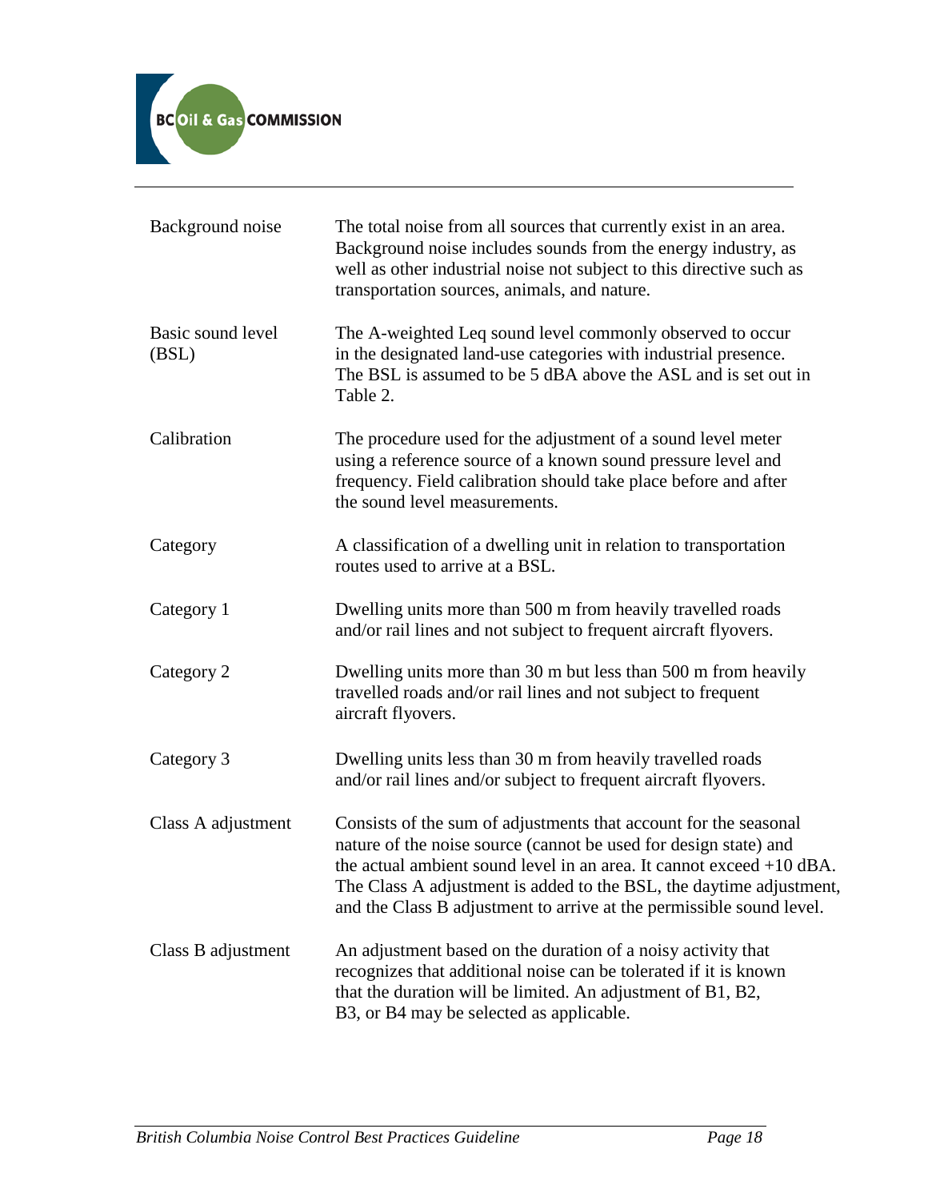| | |
|---|---|
| Background noise | The total noise from all sources that currently exist in an area. Background noise includes sounds from the energy industry, as well as other industrial noise not subject to this directive such as transportation sources, animals, and nature. |
| Basic sound level (BSL) | The A-weighted Leq sound level commonly observed to occur in the designated land-use categories with industrial presence. The BSL is assumed to be 5 dBA above the ASL and is set out in Table 2. |
| Calibration | The procedure used for the adjustment of a sound level meter using a reference source of a known sound pressure level and frequency. Field calibration should take place before and after the sound level measurements. |
| Category | A classification of a dwelling unit in relation to transportation routes used to arrive at a BSL. |
| Category 1 | Dwelling units more than 500 m from heavily travelled roads and/or rail lines and not subject to frequent aircraft flyovers. |
| Category 2 | Dwelling units more than 30 m but less than 500 m from heavily travelled roads and/or rail lines and not subject to frequent aircraft flyovers. |
| Category 3 | Dwelling units less than 30 m from heavily travelled roads and/or rail lines and/or subject to frequent aircraft flyovers. |
| Class A adjustment | Consists of the sum of adjustments that account for the seasonal nature of the noise source (cannot be used for design state) and the actual ambient sound level in an area. It cannot exceed +10 dBA. The Class A adjustment is added to the BSL, the daytime adjustment, and the Class B adjustment to arrive at the permissible sound level. |
| Class B adjustment | An adjustment based on the duration of a noisy activity that recognizes that additional noise can be tolerated if it is known that the duration will be limited. An adjustment of B1, B2, B3, or B4 may be selected as applicable. |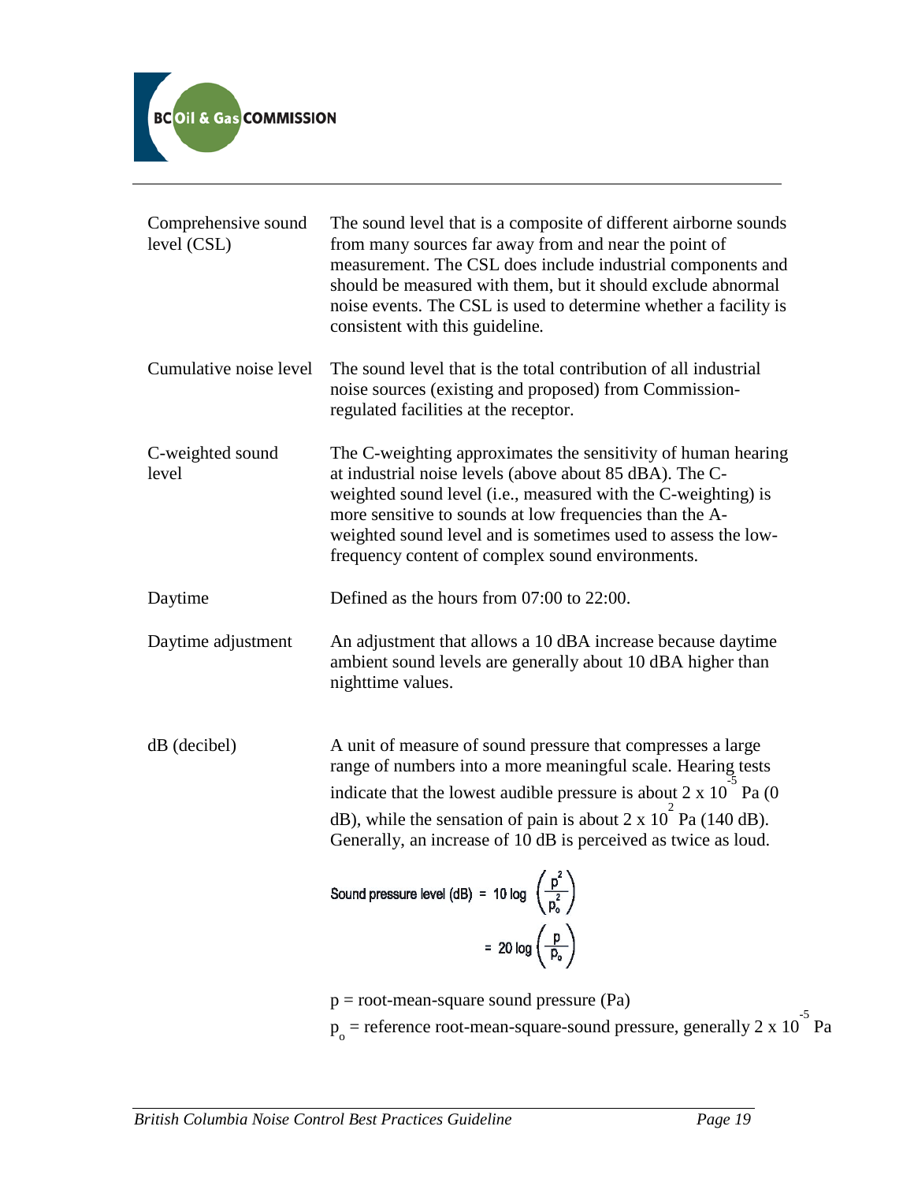| | |
|---|---|
| Comprehensive sound level (CSL) | The sound level that is a composite of different airborne sounds from many sources far away from and near the point of measurement. The CSL does include industrial components and should be measured with them, but it should exclude abnormal noise events. The CSL is used to determine whether a facility is consistent with this guideline. |
| Cumulative noise level | The sound level that is the total contribution of all industrial noise sources (existing and proposed) from Commission-regulated facilities at the receptor. |
| C-weighted sound level | The C-weighting approximates the sensitivity of human hearing at industrial noise levels (above about 85 dBA). The C-weighted sound level (i.e., measured with the C-weighting) is more sensitive to sounds at low frequencies than the A-weighted sound level and is sometimes used to assess the low-frequency content of complex sound environments. |
| Daytime | Defined as the hours from 07:00 to 22:00. |
| Daytime adjustment | An adjustment that allows a 10 dBA increase because daytime ambient sound levels are generally about 10 dBA higher than nighttime values. |
| dB (decibel) | A unit of measure of sound pressure that compresses a large range of numbers into a more meaningful scale. Hearing tests indicate that the lowest audible pressure is about $2 \times 10^{-5}$ Pa (0 dB), while the sensation of pain is about $2 \times 10^{2}$ Pa (140 dB). Generally, an increase of 10 dB is perceived as twice as loud. |

$$\text{Sound pressure level (dB)} = 10 \log \left(\frac{p^2}{p_o^2}\right) = 20 \log \left(\frac{p}{p_o}\right)$$

$p$ = root-mean-square sound pressure (Pa)

$p_o$ = reference root-mean-square-sound pressure, generally $2 \times 10^{-5}$ Pa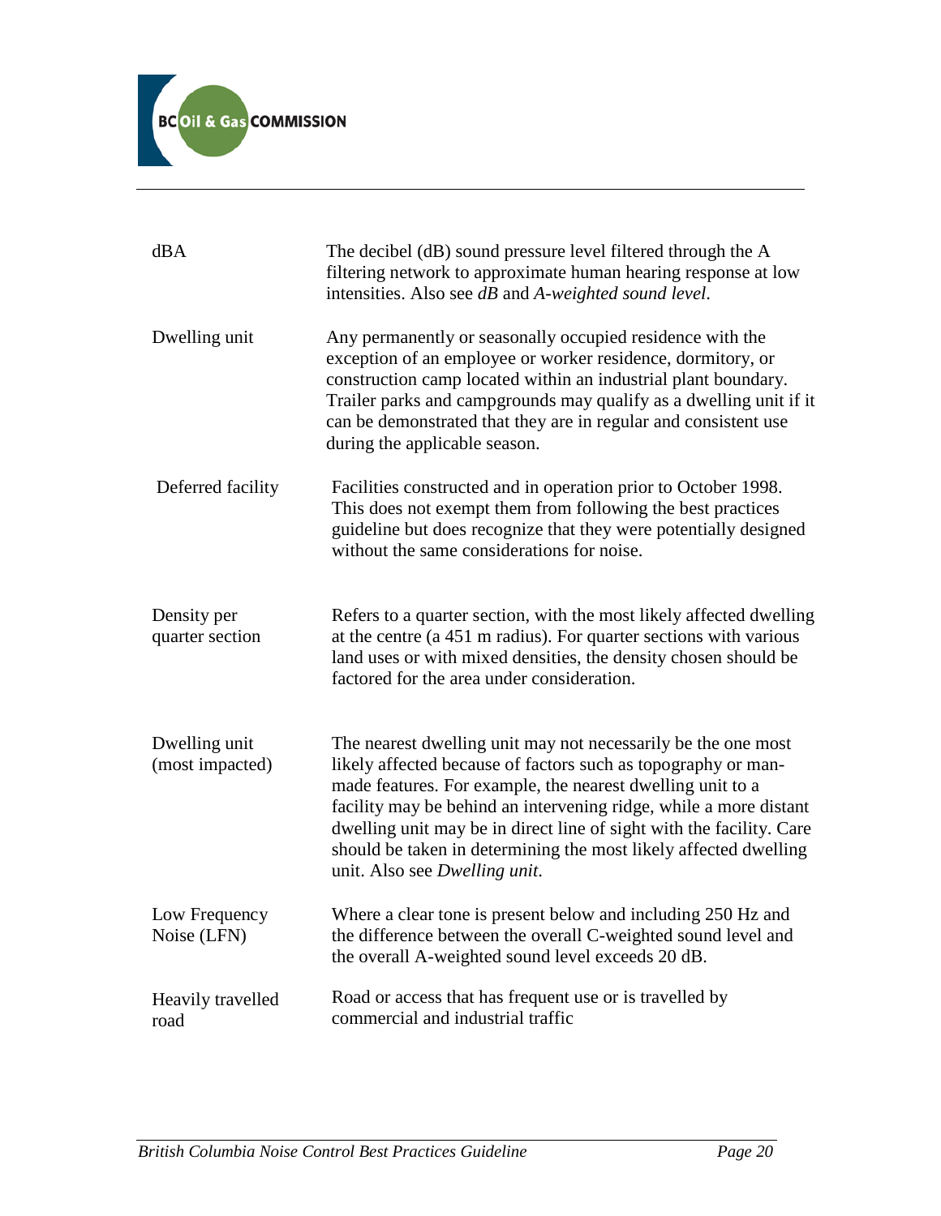| | |
|---|---|
| dBA | The decibel (dB) sound pressure level filtered through the A filtering network to approximate human hearing response at low intensities. Also see *dB* and *A-weighted sound level*. |
| Dwelling unit | Any permanently or seasonally occupied residence with the exception of an employee or worker residence, dormitory, or construction camp located within an industrial plant boundary. Trailer parks and campgrounds may qualify as a dwelling unit if it can be demonstrated that they are in regular and consistent use during the applicable season. |
| Deferred facility | Facilities constructed and in operation prior to October 1998. This does not exempt them from following the best practices guideline but does recognize that they were potentially designed without the same considerations for noise. |
| Density per quarter section | Refers to a quarter section, with the most likely affected dwelling at the centre (a 451 m radius). For quarter sections with various land uses or with mixed densities, the density chosen should be factored for the area under consideration. |
| Dwelling unit (most impacted) | The nearest dwelling unit may not necessarily be the one most likely affected because of factors such as topography or man-made features. For example, the nearest dwelling unit to a facility may be behind an intervening ridge, while a more distant dwelling unit may be in direct line of sight with the facility. Care should be taken in determining the most likely affected dwelling unit. Also see *Dwelling unit*. |
| Low Frequency Noise (LFN) | Where a clear tone is present below and including 250 Hz and the difference between the overall C-weighted sound level and the overall A-weighted sound level exceeds 20 dB. |
| Heavily travelled road | Road or access that has frequent use or is travelled by commercial and industrial traffic |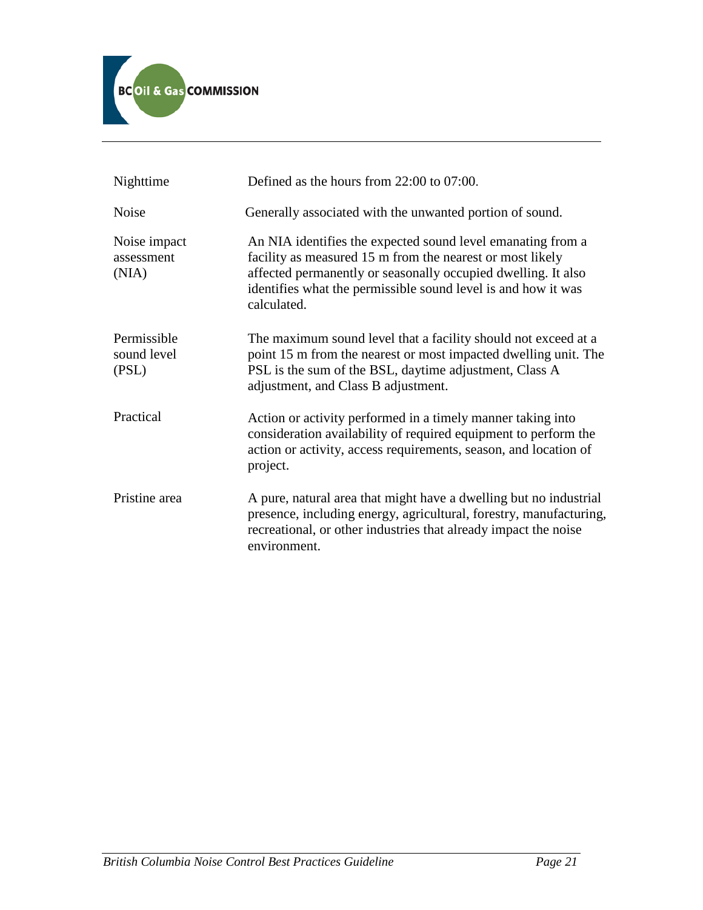| | |
|---|---|
| Nighttime | Defined as the hours from 22:00 to 07:00. |
| Noise | Generally associated with the unwanted portion of sound. |
| Noise impact assessment (NIA) | An NIA identifies the expected sound level emanating from a facility as measured 15 m from the nearest or most likely affected permanently or seasonally occupied dwelling. It also identifies what the permissible sound level is and how it was calculated. |
| Permissible sound level (PSL) | The maximum sound level that a facility should not exceed at a point 15 m from the nearest or most impacted dwelling unit. The PSL is the sum of the BSL, daytime adjustment, Class A adjustment, and Class B adjustment. |
| Practical | Action or activity performed in a timely manner taking into consideration availability of required equipment to perform the action or activity, access requirements, season, and location of project. |
| Pristine area | A pure, natural area that might have a dwelling but no industrial presence, including energy, agricultural, forestry, manufacturing, recreational, or other industries that already impact the noise environment. |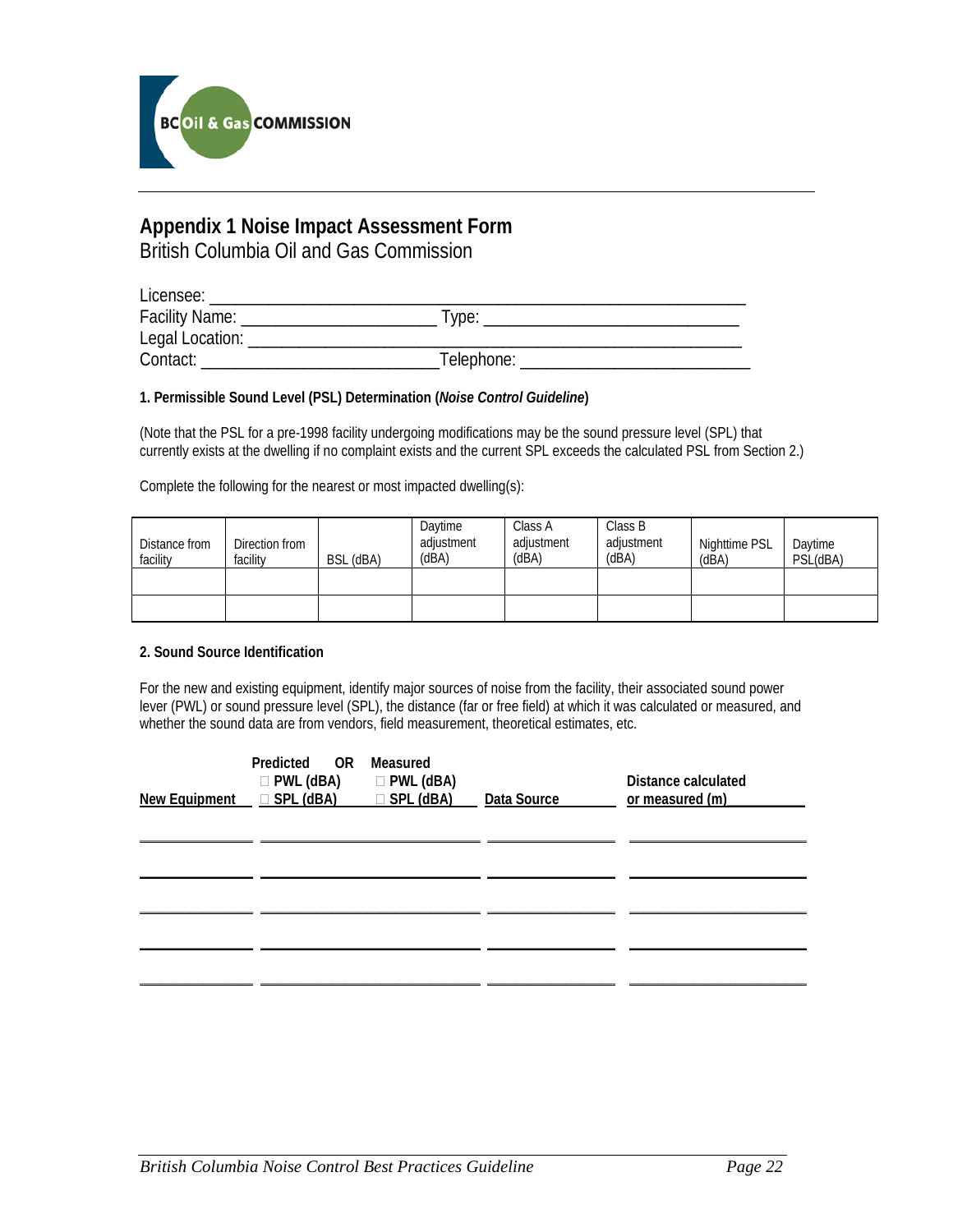# Appendix 1 Noise Impact Assessment Form

British Columbia Oil and Gas Commission

Licensee: ___________________________________________________________

Facility Name: ______________________ Type: ____________________________

Legal Location: ________________________________________________________

Contact: __________________________ Telephone: __________________________

**1. Permissible Sound Level (PSL) Determination (*Noise Control Guideline*)**

(Note that the PSL for a pre-1998 facility undergoing modifications may be the sound pressure level (SPL) that currently exists at the dwelling if no complaint exists and the current SPL exceeds the calculated PSL from Section 2.)

Complete the following for the nearest or most impacted dwelling(s):

| Distance from facility | Direction from facility | BSL (dBA) | Daytime adjustment (dBA) | Class A adjustment (dBA) | Class B adjustment (dBA) | Nighttime PSL (dBA) | Daytime PSL(dBA) |
|---|---|---|---|---|---|---|---|
| | | | | | | | |
| | | | | | | | |

**2. Sound Source Identification**

For the new and existing equipment, identify major sources of noise from the facility, their associated sound power lever (PWL) or sound pressure level (SPL), the distance (far or free field) at which it was calculated or measured, and whether the sound data are from vendors, field measurement, theoretical estimates, etc.

| New Equipment | Predicted ☐ PWL (dBA) ☐ SPL (dBA) OR Measured ☐ PWL (dBA) ☐ SPL (dBA) | Data Source | Distance calculated or measured (m) |
|---|---|---|---|
| | | | |
| | | | |
| | | | |
| | | | |
| | | | |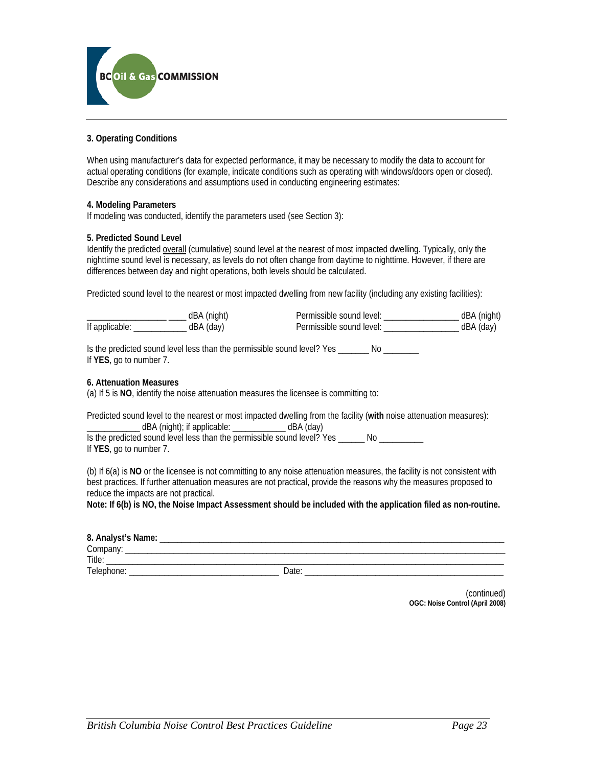### 3. Operating Conditions

When using manufacturer's data for expected performance, it may be necessary to modify the data to account for actual operating conditions (for example, indicate conditions such as operating with windows/doors open or closed). Describe any considerations and assumptions used in conducting engineering estimates:

### 4. Modeling Parameters

If modeling was conducted, identify the parameters used (see Section 3):

### 5. Predicted Sound Level

Identify the predicted overall (cumulative) sound level at the nearest of most impacted dwelling. Typically, only the nighttime sound level is necessary, as levels do not often change from daytime to nighttime. However, if there are differences between day and night operations, both levels should be calculated.

Predicted sound level to the nearest or most impacted dwelling from new facility (including any existing facilities):

_________________ ____ dBA (night) Permissible sound level: ________________ dBA (night)
If applicable: ___________ dBA (day) Permissible sound level: ________________ dBA (day)

Is the predicted sound level less than the permissible sound level? Yes _______ No ________
If **YES**, go to number 7.

### 6. Attenuation Measures

(a) If 5 is **NO**, identify the noise attenuation measures the licensee is committing to:

Predicted sound level to the nearest or most impacted dwelling from the facility (**with** noise attenuation measures):
___________ dBA (night); if applicable: ___________ dBA (day)
Is the predicted sound level less than the permissible sound level? Yes ______ No __________
If **YES**, go to number 7.

(b) If 6(a) is **NO** or the licensee is not committing to any noise attenuation measures, the facility is not consistent with best practices. If further attenuation measures are not practical, provide the reasons why the measures proposed to reduce the impacts are not practical.
**Note: If 6(b) is NO, the Noise Impact Assessment should be included with the application filed as non-routine.**

**8. Analyst's Name:** ________________________________________________
Company: ________________________________________________
Title: ________________________________________________
Telephone: ______________________________ Date: ______________________________

(continued)
**OGC: Noise Control (April 2008)**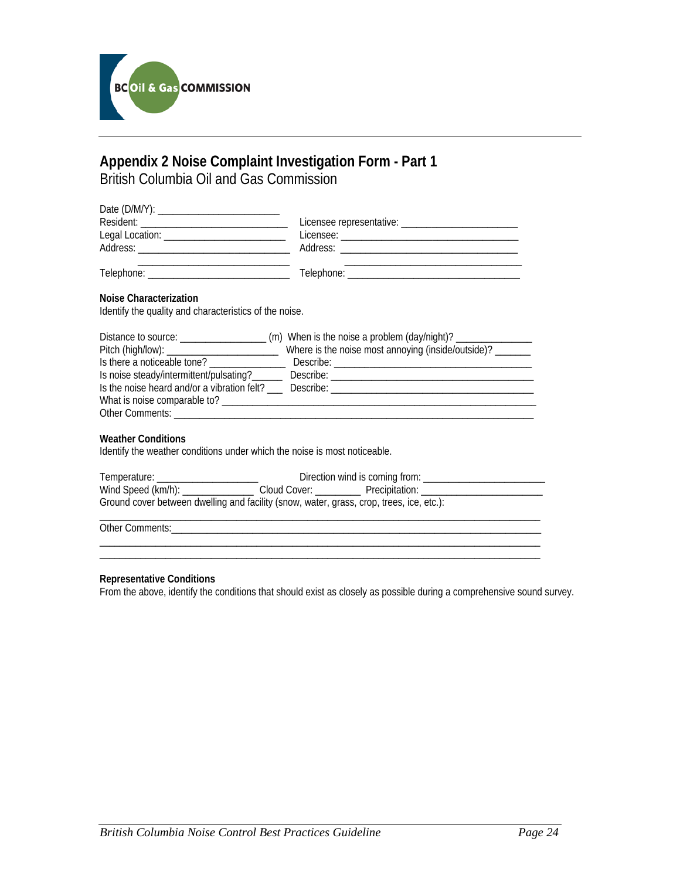BC Oil & Gas COMMISSION

## Appendix 2 Noise Complaint Investigation Form - Part 1

British Columbia Oil and Gas Commission

Date (D/M/Y): _______________________

Resident: ____________________________ Licensee representative: ______________________

Legal Location: _______________________ Licensee: __________________________________

Address: _____________________________ Address: __________________________________

_____________________________ __________________________________

Telephone: ___________________________ Telephone: _________________________________

**Noise Characterization**

Identify the quality and characteristics of the noise.

Distance to source: ________________ (m) When is the noise a problem (day/night)? ______________

Pitch (high/low): ______________________ Where is the noise most annoying (inside/outside)? _______

Is there a noticeable tone? ______________ Describe: ______________________________________

Is noise steady/intermittent/pulsating?______ Describe: ______________________________________

Is the noise heard and/or a vibration felt? ___ Describe: ______________________________________

What is noise comparable to? _______________________________________________________________

Other Comments: _______________________________________________________________________

**Weather Conditions**

Identify the weather conditions under which the noise is most noticeable.

Temperature: ___________________ Direction wind is coming from: _______________________

Wind Speed (km/h): ______________ Cloud Cover: _________ Precipitation: _______________________

Ground cover between dwelling and facility (snow, water, grass, crop, trees, ice, etc.):

________________________________________________________________________________________

Other Comments:_________________________________________________________________________

________________________________________________________________________________________

________________________________________________________________________________________

**Representative Conditions**

From the above, identify the conditions that should exist as closely as possible during a comprehensive sound survey.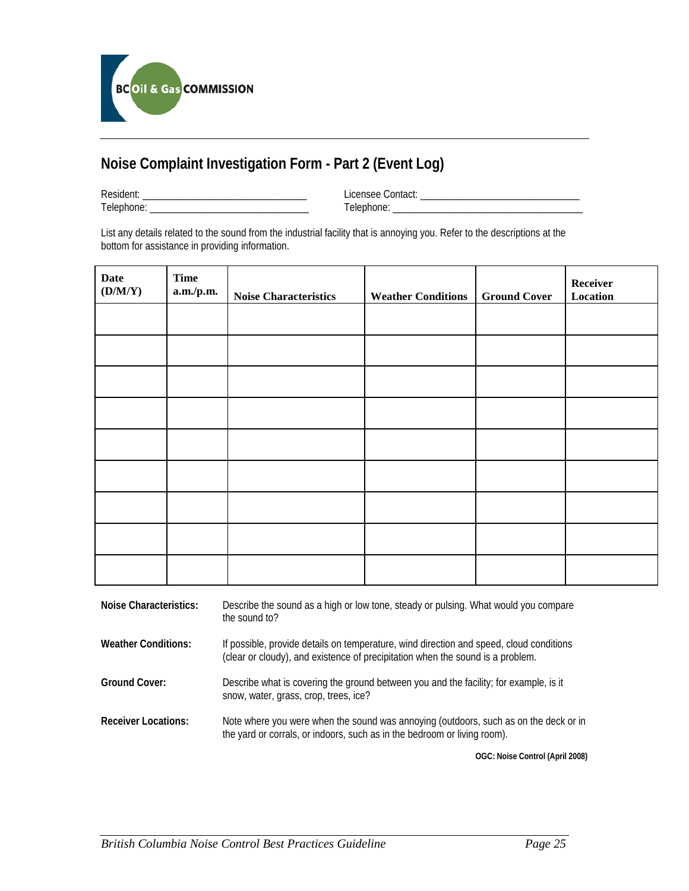BC Oil & Gas COMMISSION

## Noise Complaint Investigation Form - Part 2 (Event Log)

Resident: ______________________________ Licensee Contact: ______________________________

Telephone: ______________________________ Telephone: ______________________________

List any details related to the sound from the industrial facility that is annoying you. Refer to the descriptions at the bottom for assistance in providing information.

| Date (D/M/Y) | Time a.m./p.m. | Noise Characteristics | Weather Conditions | Ground Cover | Receiver Location |
|---|---|---|---|---|---|
| | | | | | |
| | | | | | |
| | | | | | |
| | | | | | |
| | | | | | |
| | | | | | |
| | | | | | |
| | | | | | |
| | | | | | |

**Noise Characteristics:** Describe the sound as a high or low tone, steady or pulsing. What would you compare the sound to?

**Weather Conditions:** If possible, provide details on temperature, wind direction and speed, cloud conditions (clear or cloudy), and existence of precipitation when the sound is a problem.

**Ground Cover:** Describe what is covering the ground between you and the facility; for example, is it snow, water, grass, crop, trees, ice?

**Receiver Locations:** Note where you were when the sound was annoying (outdoors, such as on the deck or in the yard or corrals, or indoors, such as in the bedroom or living room).

**OGC: Noise Control (April 2008)**